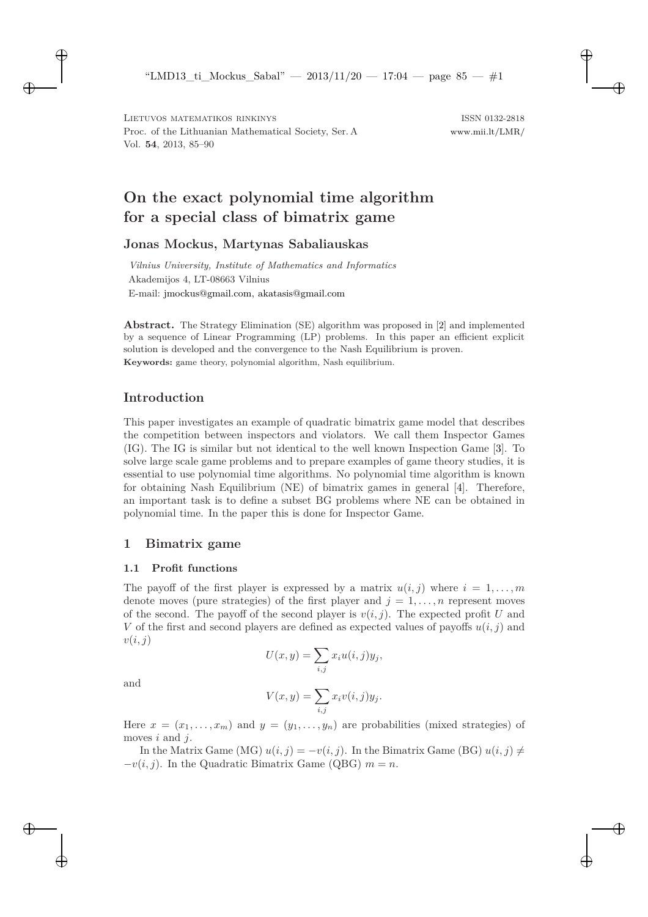Lietuvos matematikos rinkinys
Proc. of the Lithuanian Mathematical Society, Ser. A
Vol. **54**, 2013, 85–90

ISSN 0132-2818
www.mii.lt/LMR/

# On the exact polynomial time algorithm for a special class of bimatrix game

**Jonas Mockus, Martynas Sabaliauskas**

*Vilnius University, Institute of Mathematics and Informatics*
Akademijos 4, LT-08663 Vilnius
E-mail: jmockus@gmail.com, akatasis@gmail.com

**Abstract.** The Strategy Elimination (SE) algorithm was proposed in [2] and implemented by a sequence of Linear Programming (LP) problems. In this paper an efficient explicit solution is developed and the convergence to the Nash Equilibrium is proven.

**Keywords:** game theory, polynomial algorithm, Nash equilibrium.

## Introduction

This paper investigates an example of quadratic bimatrix game model that describes the competition between inspectors and violators. We call them Inspector Games (IG). The IG is similar but not identical to the well known Inspection Game [3]. To solve large scale game problems and to prepare examples of game theory studies, it is essential to use polynomial time algorithms. No polynomial time algorithm is known for obtaining Nash Equilibrium (NE) of bimatrix games in general [4]. Therefore, an important task is to define a subset BG problems where NE can be obtained in polynomial time. In the paper this is done for Inspector Game.

## 1 Bimatrix game

### 1.1 Profit functions

The payoff of the first player is expressed by a matrix $u(i,j)$ where $i = 1,\dots,m$ denote moves (pure strategies) of the first player and $j = 1,\dots,n$ represent moves of the second. The payoff of the second player is $v(i,j)$. The expected profit $U$ and $V$ of the first and second players are defined as expected values of payoffs $u(i,j)$ and $v(i,j)$

$$U(x,y) = \sum_{i,j} x_i u(i,j) y_j,$$

and

$$V(x,y) = \sum_{i,j} x_i v(i,j) y_j.$$

Here $x = (x_1,\dots,x_m)$ and $y = (y_1,\dots,y_n)$ are probabilities (mixed strategies) of moves $i$ and $j$.

In the Matrix Game (MG) $u(i,j) = -v(i,j)$. In the Bimatrix Game (BG) $u(i,j) \neq -v(i,j)$. In the Quadratic Bimatrix Game (QBG) $m = n$.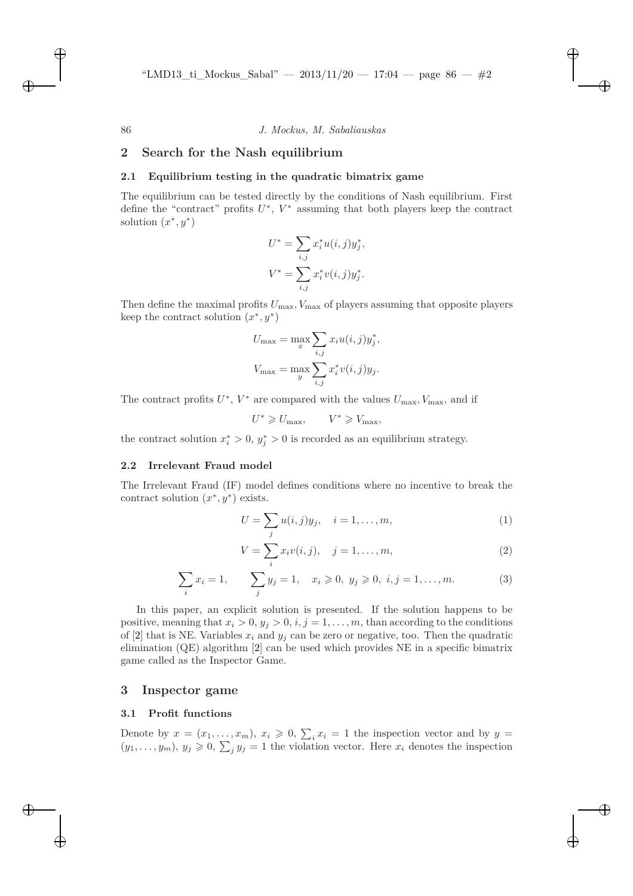## 2 Search for the Nash equilibrium

### 2.1 Equilibrium testing in the quadratic bimatrix game

The equilibrium can be tested directly by the conditions of Nash equilibrium. First define the "contract" profits $U^*$, $V^*$ assuming that both players keep the contract solution $(x^*, y^*)$

$$U^* = \sum_{i,j} x_i^* u(i,j) y_j^*,$$

$$V^* = \sum_{i,j} x_i^* v(i,j) y_j^*.$$

Then define the maximal profits $U_{\max}, V_{\max}$ of players assuming that opposite players keep the contract solution $(x^*, y^*)$

$$U_{\max} = \max_x \sum_{i,j} x_i u(i,j) y_j^*,$$

$$V_{\max} = \max_y \sum_{i,j} x_i^* v(i,j) y_j.$$

The contract profits $U^*$, $V^*$ are compared with the values $U_{\max}, V_{\max}$, and if

$$U^* \geqslant U_{\max}, \qquad V^* \geqslant V_{\max},$$

the contract solution $x_i^* > 0$, $y_j^* > 0$ is recorded as an equilibrium strategy.

### 2.2 Irrelevant Fraud model

The Irrelevant Fraud (IF) model defines conditions where no incentive to break the contract solution $(x^*, y^*)$ exists.

$$U = \sum_j u(i,j) y_j, \quad i = 1, \ldots, m, \tag{1}$$

$$V = \sum_i x_i v(i,j), \quad j = 1, \ldots, m, \tag{2}$$

$$\sum_i x_i = 1, \qquad \sum_j y_j = 1, \quad x_i \geqslant 0,\ y_j \geqslant 0,\ i,j = 1, \ldots, m. \tag{3}$$

In this paper, an explicit solution is presented. If the solution happens to be positive, meaning that $x_i > 0$, $y_j > 0$, $i, j = 1, \ldots, m$, than according to the conditions of [2] that is NE. Variables $x_i$ and $y_j$ can be zero or negative, too. Then the quadratic elimination (QE) algorithm [2] can be used which provides NE in a specific bimatrix game called as the Inspector Game.

## 3 Inspector game

### 3.1 Profit functions

Denote by $x = (x_1, \ldots, x_m)$, $x_i \geqslant 0$, $\sum_i x_i = 1$ the inspection vector and by $y = (y_1, \ldots, y_m)$, $y_j \geqslant 0$, $\sum_j y_j = 1$ the violation vector. Here $x_i$ denotes the inspection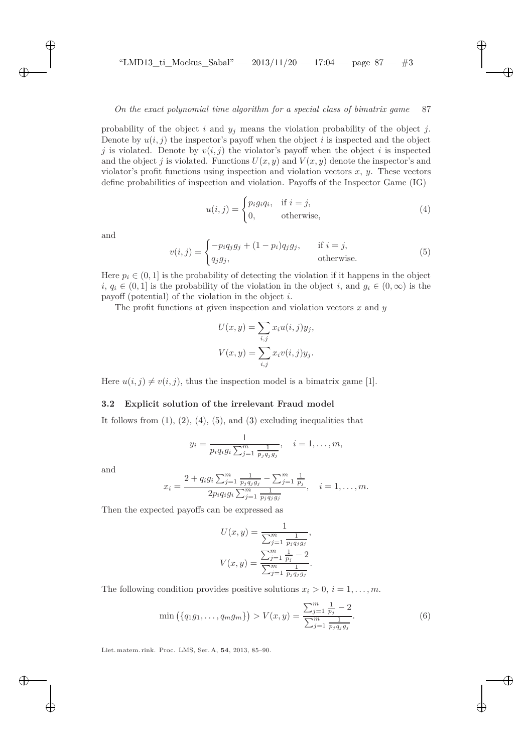probability of the object $i$ and $y_j$ means the violation probability of the object $j$. Denote by $u(i,j)$ the inspector's payoff when the object $i$ is inspected and the object $j$ is violated. Denote by $v(i,j)$ the violator's payoff when the object $i$ is inspected and the object $j$ is violated. Functions $U(x,y)$ and $V(x,y)$ denote the inspector's and violator's profit functions using inspection and violation vectors $x$, $y$. These vectors define probabilities of inspection and violation. Payoffs of the Inspector Game (IG)

$$u(i,j) = \begin{cases} p_i g_i q_i, & \text{if } i = j, \\ 0, & \text{otherwise,} \end{cases} \tag{4}$$

and

$$v(i,j) = \begin{cases} -p_i q_j g_j + (1-p_i) q_j g_j, & \text{if } i = j, \\ q_j g_j, & \text{otherwise.} \end{cases} \tag{5}$$

Here $p_i \in (0,1]$ is the probability of detecting the violation if it happens in the object $i$, $q_i \in (0,1]$ is the probability of the violation in the object $i$, and $g_i \in (0,\infty)$ is the payoff (potential) of the violation in the object $i$.

The profit functions at given inspection and violation vectors $x$ and $y$

$$U(x,y) = \sum_{i,j} x_i u(i,j) y_j,$$

$$V(x,y) = \sum_{i,j} x_i v(i,j) y_j.$$

Here $u(i,j) \neq v(i,j)$, thus the inspection model is a bimatrix game [1].

### 3.2 Explicit solution of the irrelevant Fraud model

It follows from (1), (2), (4), (5), and (3) excluding inequalities that

$$y_i = \frac{1}{p_i q_i g_i \sum_{j=1}^{m} \frac{1}{p_j q_j g_j}}, \quad i = 1, \ldots, m,$$

and

$$x_i = \frac{2 + q_i g_i \sum_{j=1}^{m} \frac{1}{p_j q_j g_j} - \sum_{j=1}^{m} \frac{1}{p_j}}{2 p_i q_i g_i \sum_{j=1}^{m} \frac{1}{p_j q_j g_j}}, \quad i = 1, \ldots, m.$$

Then the expected payoffs can be expressed as

$$U(x,y) = \frac{1}{\sum_{j=1}^{m} \frac{1}{p_j q_j g_j}},$$

$$V(x,y) = \frac{\sum_{j=1}^{m} \frac{1}{p_j} - 2}{\sum_{j=1}^{m} \frac{1}{p_j q_j g_j}}.$$

The following condition provides positive solutions $x_i > 0$, $i = 1, \ldots, m$.

$$\min\left(\{q_1 g_1, \ldots, q_m g_m\}\right) > V(x,y) = \frac{\sum_{j=1}^{m} \frac{1}{p_j} - 2}{\sum_{j=1}^{m} \frac{1}{p_j q_j g_j}}. \tag{6}$$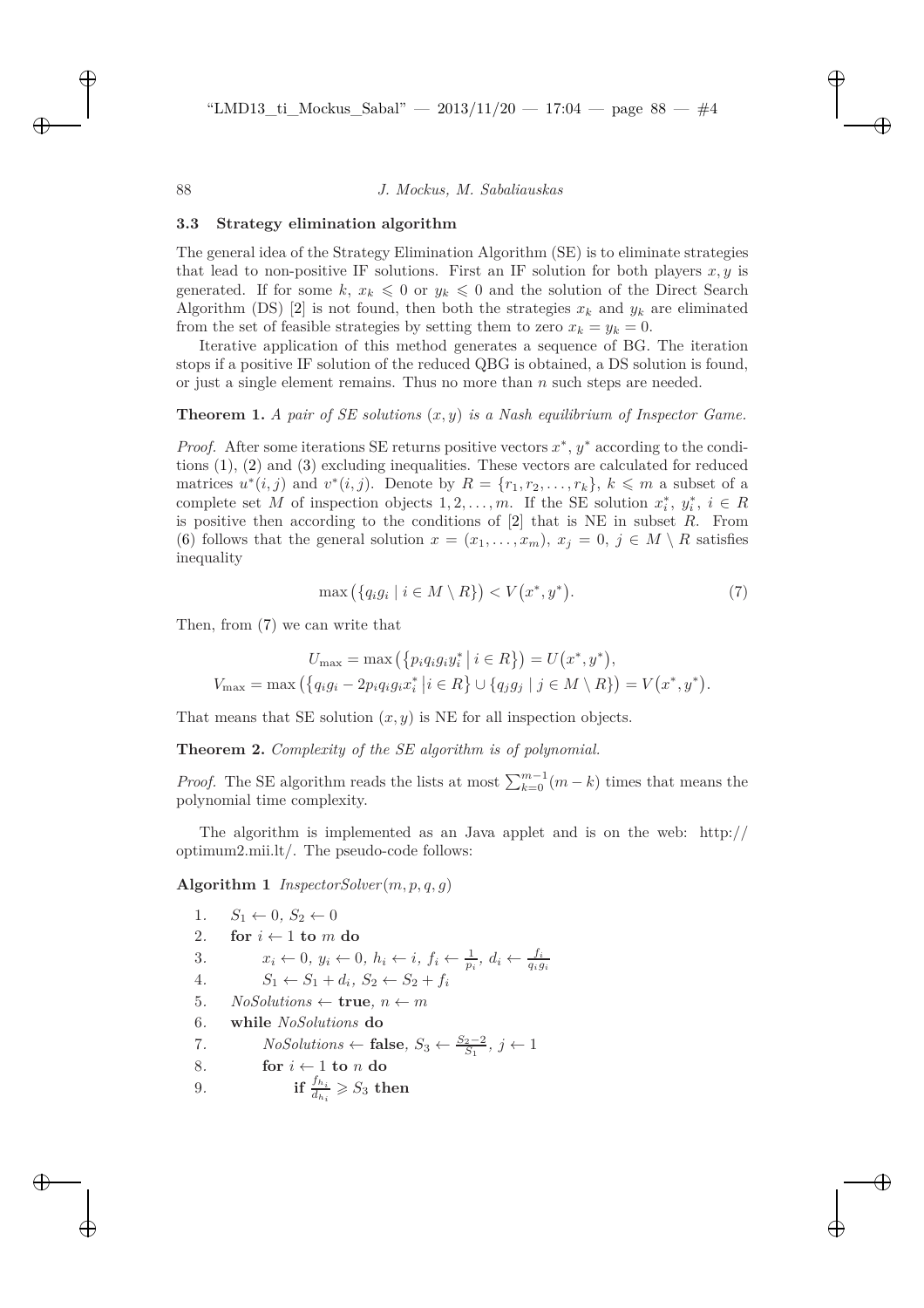### 3.3 Strategy elimination algorithm

The general idea of the Strategy Elimination Algorithm (SE) is to eliminate strategies that lead to non-positive IF solutions. First an IF solution for both players $x, y$ is generated. If for some $k$, $x_k \leqslant 0$ or $y_k \leqslant 0$ and the solution of the Direct Search Algorithm (DS) [2] is not found, then both the strategies $x_k$ and $y_k$ are eliminated from the set of feasible strategies by setting them to zero $x_k = y_k = 0$.

Iterative application of this method generates a sequence of BG. The iteration stops if a positive IF solution of the reduced QBG is obtained, a DS solution is found, or just a single element remains. Thus no more than $n$ such steps are needed.

**Theorem 1.** *A pair of SE solutions $(x, y)$ is a Nash equilibrium of Inspector Game.*

*Proof.* After some iterations SE returns positive vectors $x^*$, $y^*$ according to the conditions (1), (2) and (3) excluding inequalities. These vectors are calculated for reduced matrices $u^*(i,j)$ and $v^*(i,j)$. Denote by $R = \{r_1, r_2, \dots, r_k\}$, $k \leqslant m$ a subset of a complete set $M$ of inspection objects $1, 2, \dots, m$. If the SE solution $x_i^*$, $y_i^*$, $i \in R$ is positive then according to the conditions of [2] that is NE in subset $R$. From (6) follows that the general solution $x = (x_1, \dots, x_m)$, $x_j = 0$, $j \in M \setminus R$ satisfies inequality

$$\max\big(\{q_i g_i \mid i \in M \setminus R\}\big) < V\big(x^*, y^*\big). \tag{7}$$

Then, from (7) we can write that

$$U_{\max} = \max\big(\big\{p_i q_i g_i y_i^* \,\big|\, i \in R\big\}\big) = U\big(x^*, y^*\big),$$
$$V_{\max} = \max\big(\big\{q_i g_i - 2p_i q_i g_i x_i^* \,\big|\, i \in R\big\} \cup \{q_j g_j \mid j \in M \setminus R\}\big) = V\big(x^*, y^*\big).$$

That means that SE solution $(x, y)$ is NE for all inspection objects.

**Theorem 2.** *Complexity of the SE algorithm is of polynomial.*

*Proof.* The SE algorithm reads the lists at most $\sum_{k=0}^{m-1}(m-k)$ times that means the polynomial time complexity.

The algorithm is implemented as an Java applet and is on the web: http://optimum2.mii.lt/. The pseudo-code follows:

**Algorithm 1** *InspectorSolver*$(m, p, q, g)$

1. $S_1 \leftarrow 0$, $S_2 \leftarrow 0$
2. **for** $i \leftarrow 1$ **to** $m$ **do**
3. $\quad x_i \leftarrow 0$, $y_i \leftarrow 0$, $h_i \leftarrow i$, $f_i \leftarrow \frac{1}{p_i}$, $d_i \leftarrow \frac{f_i}{q_i g_i}$
4. $\quad S_1 \leftarrow S_1 + d_i$, $S_2 \leftarrow S_2 + f_i$
5. *NoSolutions* $\leftarrow$ **true**, $n \leftarrow m$
6. **while** *NoSolutions* **do**
7. $\quad$ *NoSolutions* $\leftarrow$ **false**, $S_3 \leftarrow \frac{S_2 - 2}{S_1}$, $j \leftarrow 1$
8. $\quad$ **for** $i \leftarrow 1$ **to** $n$ **do**
9. $\quad\quad$ **if** $\frac{f_{h_i}}{d_{h_i}} \geqslant S_3$ **then**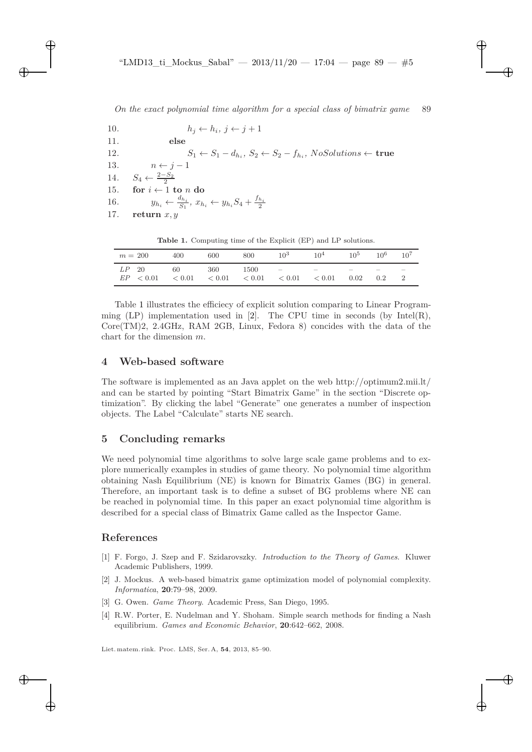```
10.             h_j ← h_i, j ← j + 1
11.         else
12.             S_1 ← S_1 − d_{h_i}, S_2 ← S_2 − f_{h_i}, NoSolutions ← true
13.     n ← j − 1
14. S_4 ← (2 − S_2)/2
15. for i ← 1 to n do
16.     y_{h_i} ← d_{h_i}/S_1, x_{h_i} ← y_{h_i} S_4 + f_{h_i}/2
17. return x, y
```

**Table 1.** Computing time of the Explicit (EP) and LP solutions.

| $m =$ | 200 | 400 | 600 | 800 | $10^3$ | $10^4$ | $10^5$ | $10^6$ | $10^7$ |
|---|---|---|---|---|---|---|---|---|---|
| $LP$ | 20 | 60 | 360 | 1500 | – | – | – | – | – |
| $EP$ | $< 0.01$ | $< 0.01$ | $< 0.01$ | $< 0.01$ | $< 0.01$ | $< 0.01$ | 0.02 | 0.2 | 2 |

Table 1 illustrates the efficiecy of explicit solution comparing to Linear Programming (LP) implementation used in [2]. The CPU time in seconds (by Intel(R), Core(TM)2, 2.4GHz, RAM 2GB, Linux, Fedora 8) concides with the data of the chart for the dimension $m$.

## 4 Web-based software

The software is implemented as an Java applet on the web http://optimum2.mii.lt/ and can be started by pointing "Start Bimatrix Game" in the section "Discrete optimization". By clicking the label "Generate" one generates a number of inspection objects. The Label "Calculate" starts NE search.

## 5 Concluding remarks

We need polynomial time algorithms to solve large scale game problems and to explore numerically examples in studies of game theory. No polynomial time algorithm obtaining Nash Equilibrium (NE) is known for Bimatrix Games (BG) in general. Therefore, an important task is to define a subset of BG problems where NE can be reached in polynomial time. In this paper an exact polynomial time algorithm is described for a special class of Bimatrix Game called as the Inspector Game.

## References

[1] F. Forgo, J. Szep and F. Szidarovszky. *Introduction to the Theory of Games*. Kluwer Academic Publishers, 1999.

[2] J. Mockus. A web-based bimatrix game optimization model of polynomial complexity. *Informatica*, **20**:79–98, 2009.

[3] G. Owen. *Game Theory*. Academic Press, San Diego, 1995.

[4] R.W. Porter, E. Nudelman and Y. Shoham. Simple search methods for finding a Nash equilibrium. *Games and Economic Behavior*, **20**:642–662, 2008.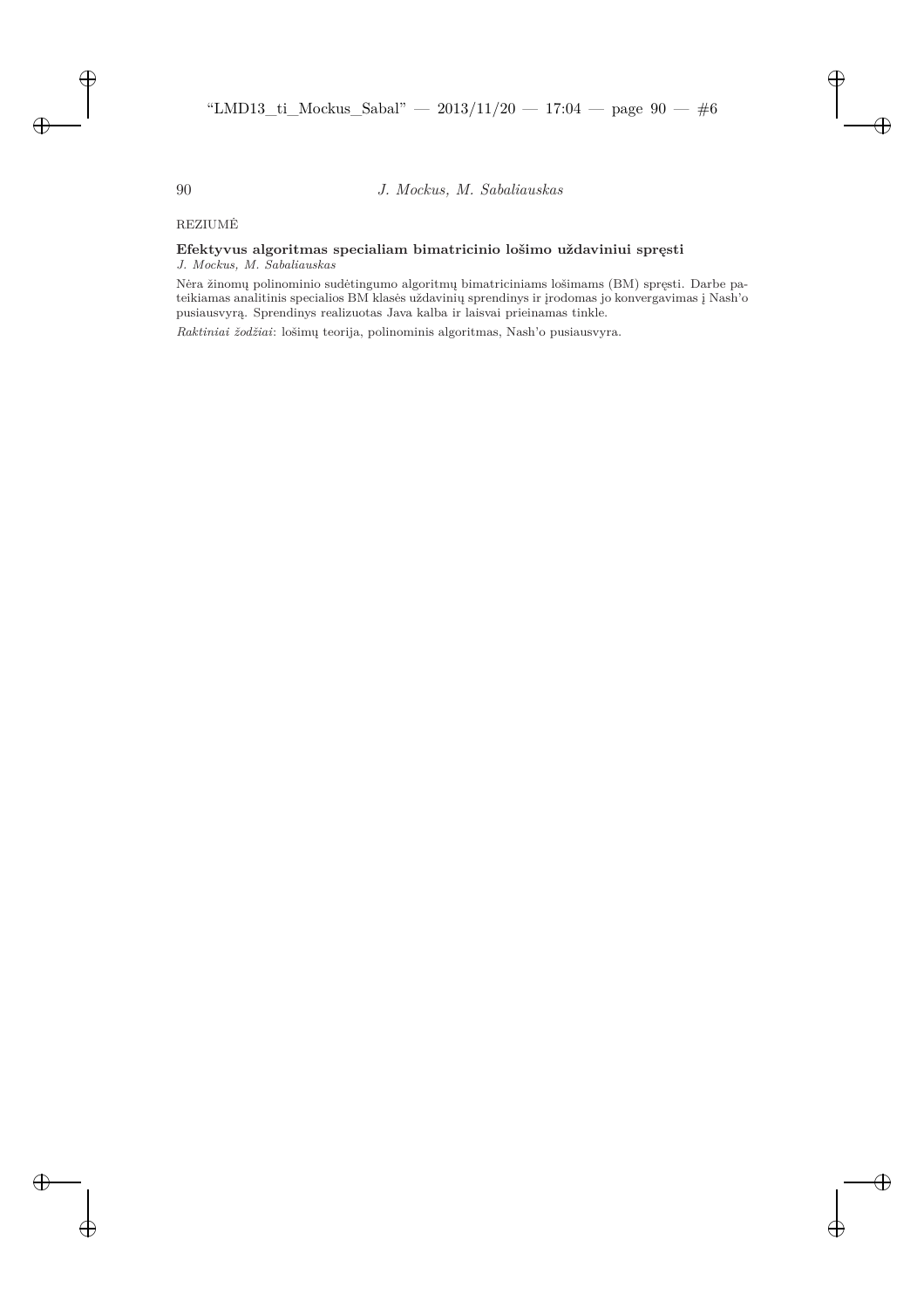REZIUMĖ

**Efektyvus algoritmas specialiam bimatricinio lošimo uždaviniui spręsti**
*J. Mockus, M. Sabaliauskas*

Nėra žinomų polinominio sudėtingumo algoritmų bimatriciniams lošimams (BM) spręsti. Darbe pateikiamas analitinis specialios BM klasės uždavinių sprendinys ir įrodomas jo konvergavimas į Nash'o pusiausvyrą. Sprendinys realizuotas Java kalba ir laisvai prieinamas tinkle.

*Raktiniai žodžiai*: lošimų teorija, polinominis algoritmas, Nash'o pusiausvyra.